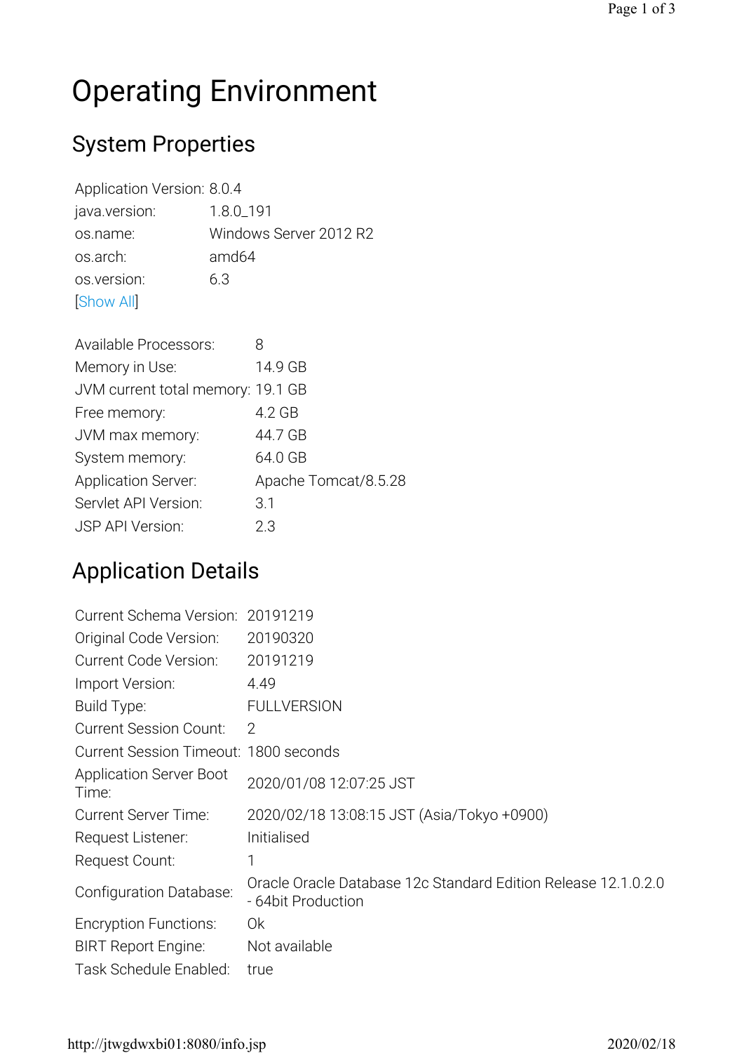# Operating Environment

## System Properties

| | |
|---|---|
| Application Version: | 8.0.4 |
| java.version: | 1.8.0_191 |
| os.name: | Windows Server 2012 R2 |
| os.arch: | amd64 |
| os.version: | 6.3 |

[Show All]

| | |
|---|---|
| Available Processors: | 8 |
| Memory in Use: | 14.9 GB |
| JVM current total memory: | 19.1 GB |
| Free memory: | 4.2 GB |
| JVM max memory: | 44.7 GB |
| System memory: | 64.0 GB |
| Application Server: | Apache Tomcat/8.5.28 |
| Servlet API Version: | 3.1 |
| JSP API Version: | 2.3 |

## Application Details

| | |
|---|---|
| Current Schema Version: | 20191219 |
| Original Code Version: | 20190320 |
| Current Code Version: | 20191219 |
| Import Version: | 4.49 |
| Build Type: | FULLVERSION |
| Current Session Count: | 2 |
| Current Session Timeout: | 1800 seconds |
| Application Server Boot Time: | 2020/01/08 12:07:25 JST |
| Current Server Time: | 2020/02/18 13:08:15 JST (Asia/Tokyo +0900) |
| Request Listener: | Initialised |
| Request Count: | 1 |
| Configuration Database: | Oracle Oracle Database 12c Standard Edition Release 12.1.0.2.0 - 64bit Production |
| Encryption Functions: | Ok |
| BIRT Report Engine: | Not available |
| Task Schedule Enabled: | true |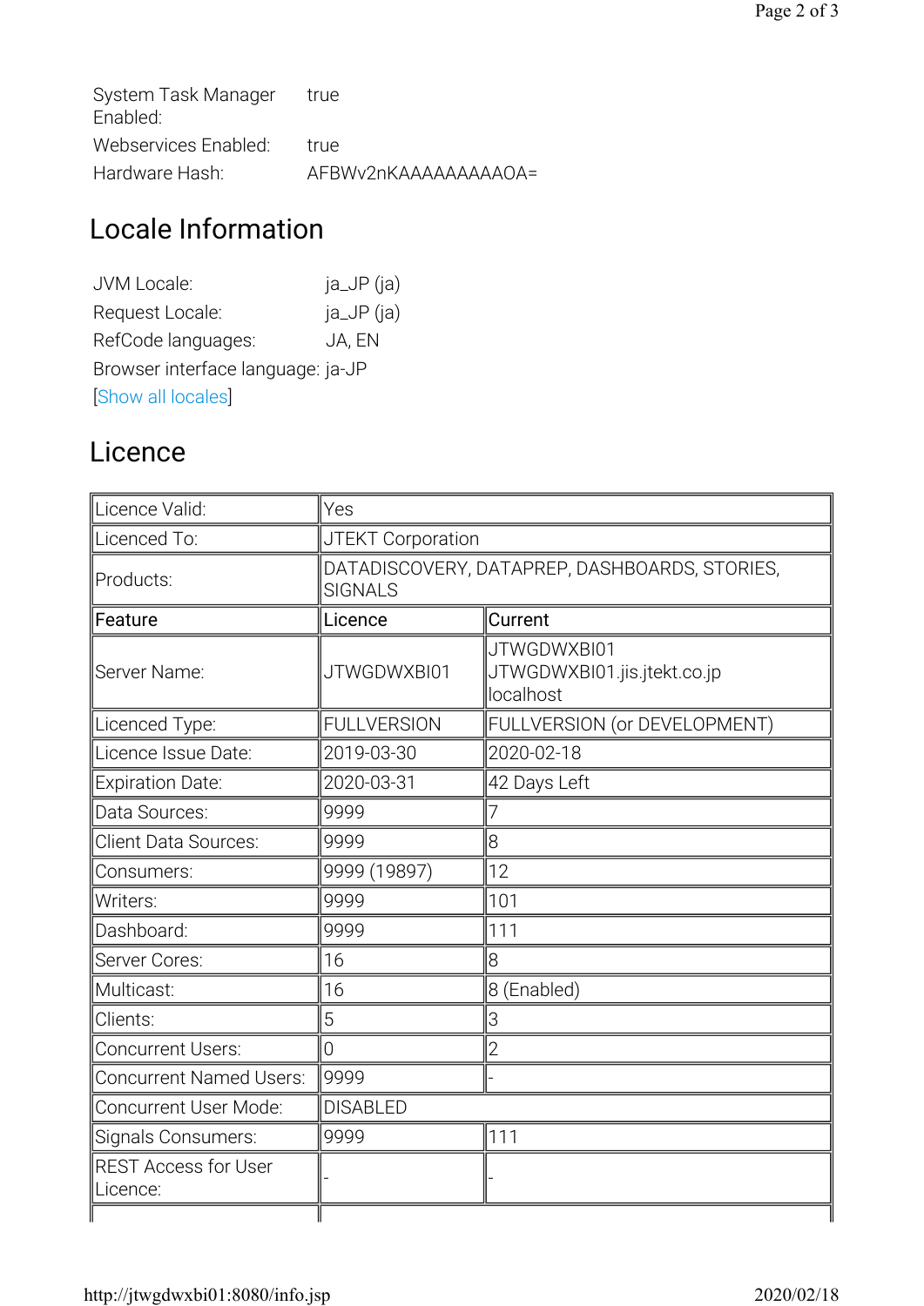| | |
|---|---|
| System Task Manager Enabled: | true |
| Webservices Enabled: | true |
| Hardware Hash: | AFBWv2nKAAAAAAAAAOA= |

## Locale Information

| | |
|---|---|
| JVM Locale: | ja_JP (ja) |
| Request Locale: | ja_JP (ja) |
| RefCode languages: | JA, EN |
| Browser interface language: | ja-JP |

[Show all locales]

## Licence

| | | |
|---|---|---|
| Licence Valid: | Yes | |
| Licenced To: | JTEKT Corporation | |
| Products: | DATADISCOVERY, DATAPREP, DASHBOARDS, STORIES, SIGNALS | |
| **Feature** | **Licence** | **Current** |
| Server Name: | JTWGDWXBI01 | JTWGDWXBI01 JTWGDWXBI01.jis.jtekt.co.jp localhost |
| Licenced Type: | FULLVERSION | FULLVERSION (or DEVELOPMENT) |
| Licence Issue Date: | 2019-03-30 | 2020-02-18 |
| Expiration Date: | 2020-03-31 | 42 Days Left |
| Data Sources: | 9999 | 7 |
| Client Data Sources: | 9999 | 8 |
| Consumers: | 9999 (19897) | 12 |
| Writers: | 9999 | 101 |
| Dashboard: | 9999 | 111 |
| Server Cores: | 16 | 8 |
| Multicast: | 16 | 8 (Enabled) |
| Clients: | 5 | 3 |
| Concurrent Users: | 0 | 2 |
| Concurrent Named Users: | 9999 | - |
| Concurrent User Mode: | DISABLED | |
| Signals Consumers: | 9999 | 111 |
| REST Access for User Licence: | - | - |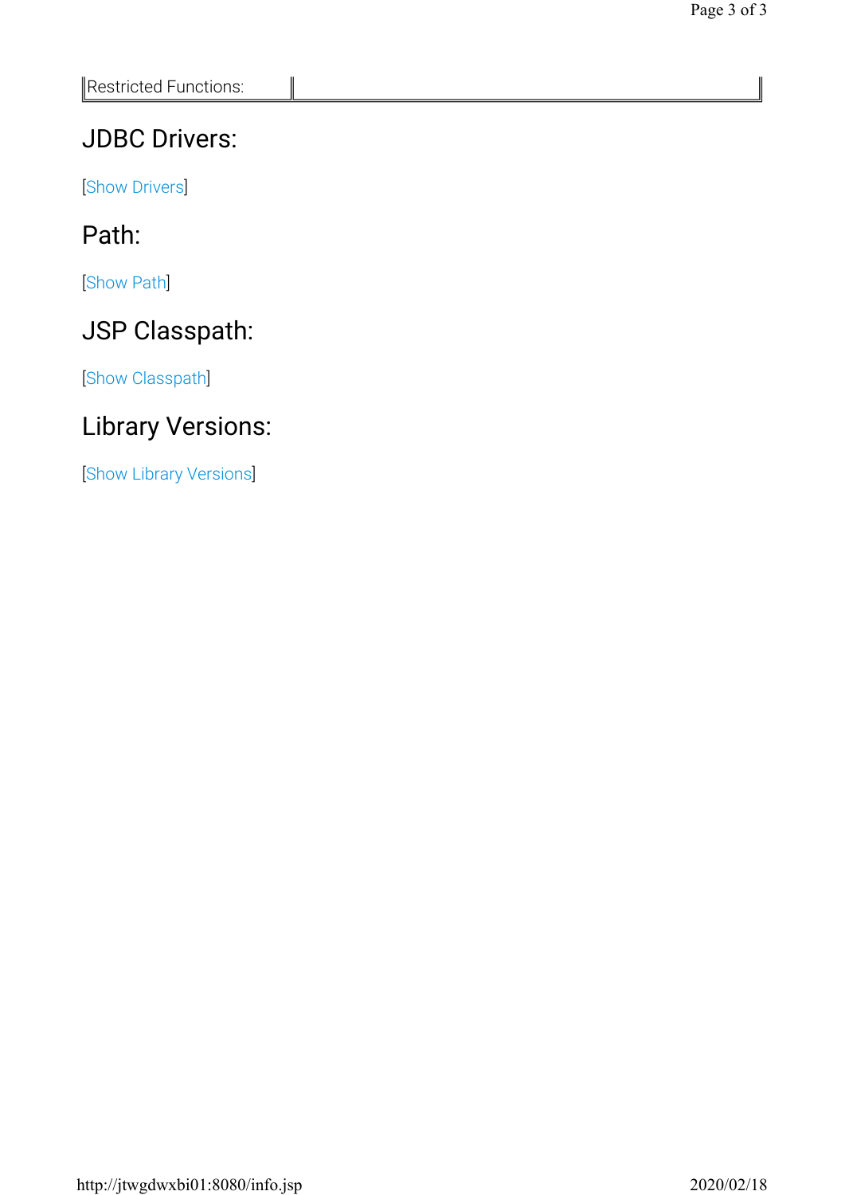| | |
|---|---|
| Restricted Functions: | |

## JDBC Drivers:

[Show Drivers]

## Path:

[Show Path]

## JSP Classpath:

[Show Classpath]

## Library Versions:

[Show Library Versions]